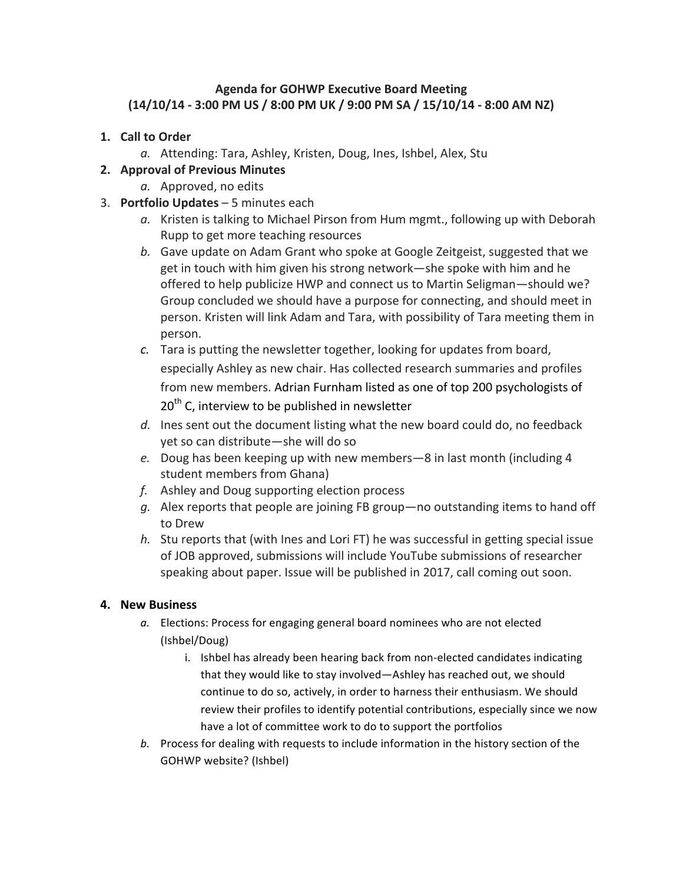**Agenda for GOHWP Executive Board Meeting**
**(14/10/14 - 3:00 PM US / 8:00 PM UK / 9:00 PM SA / 15/10/14 - 8:00 AM NZ)**

1. **Call to Order**
   a. Attending: Tara, Ashley, Kristen, Doug, Ines, Ishbel, Alex, Stu
2. **Approval of Previous Minutes**
   a. Approved, no edits
3. **Portfolio Updates** – 5 minutes each
   a. Kristen is talking to Michael Pirson from Hum mgmt., following up with Deborah Rupp to get more teaching resources
   b. Gave update on Adam Grant who spoke at Google Zeitgeist, suggested that we get in touch with him given his strong network—she spoke with him and he offered to help publicize HWP and connect us to Martin Seligman—should we? Group concluded we should have a purpose for connecting, and should meet in person. Kristen will link Adam and Tara, with possibility of Tara meeting them in person.
   c. Tara is putting the newsletter together, looking for updates from board, especially Ashley as new chair. Has collected research summaries and profiles from new members. Adrian Furnham listed as one of top 200 psychologists of 20th C, interview to be published in newsletter
   d. Ines sent out the document listing what the new board could do, no feedback yet so can distribute—she will do so
   e. Doug has been keeping up with new members—8 in last month (including 4 student members from Ghana)
   f. Ashley and Doug supporting election process
   g. Alex reports that people are joining FB group—no outstanding items to hand off to Drew
   h. Stu reports that (with Ines and Lori FT) he was successful in getting special issue of JOB approved, submissions will include YouTube submissions of researcher speaking about paper. Issue will be published in 2017, call coming out soon.

4. **New Business**
   a. Elections: Process for engaging general board nominees who are not elected (Ishbel/Doug)
      i. Ishbel has already been hearing back from non-elected candidates indicating that they would like to stay involved—Ashley has reached out, we should continue to do so, actively, in order to harness their enthusiasm. We should review their profiles to identify potential contributions, especially since we now have a lot of committee work to do to support the portfolios
   b. Process for dealing with requests to include information in the history section of the GOHWP website? (Ishbel)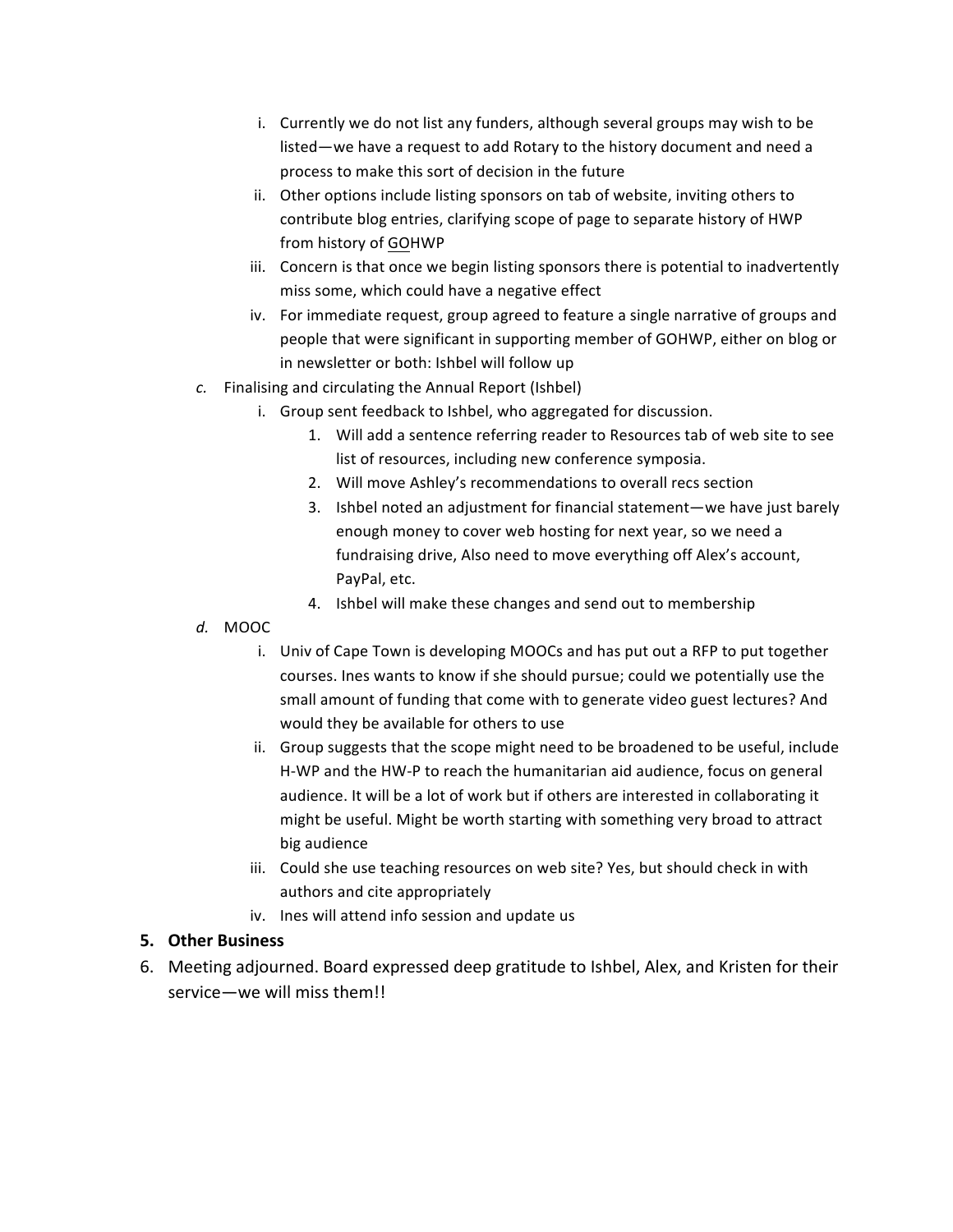i. Currently we do not list any funders, although several groups may wish to be listed—we have a request to add Rotary to the history document and need a process to make this sort of decision in the future
   ii. Other options include listing sponsors on tab of website, inviting others to contribute blog entries, clarifying scope of page to separate history of HWP from history of <u>GO</u>HWP
   iii. Concern is that once we begin listing sponsors there is potential to inadvertently miss some, which could have a negative effect
   iv. For immediate request, group agreed to feature a single narrative of groups and people that were significant in supporting member of GOHWP, either on blog or in newsletter or both: Ishbel will follow up

*c.* Finalising and circulating the Annual Report (Ishbel)

   i. Group sent feedback to Ishbel, who aggregated for discussion.
      1. Will add a sentence referring reader to Resources tab of web site to see list of resources, including new conference symposia.
      2. Will move Ashley's recommendations to overall recs section
      3. Ishbel noted an adjustment for financial statement—we have just barely enough money to cover web hosting for next year, so we need a fundraising drive, Also need to move everything off Alex's account, PayPal, etc.
      4. Ishbel will make these changes and send out to membership

*d.* MOOC

   i. Univ of Cape Town is developing MOOCs and has put out a RFP to put together courses. Ines wants to know if she should pursue; could we potentially use the small amount of funding that come with to generate video guest lectures? And would they be available for others to use
   ii. Group suggests that the scope might need to be broadened to be useful, include H-WP and the HW-P to reach the humanitarian aid audience, focus on general audience. It will be a lot of work but if others are interested in collaborating it might be useful. Might be worth starting with something very broad to attract big audience
   iii. Could she use teaching resources on web site? Yes, but should check in with authors and cite appropriately
   iv. Ines will attend info session and update us

5. **Other Business**
6. Meeting adjourned. Board expressed deep gratitude to Ishbel, Alex, and Kristen for their service—we will miss them!!